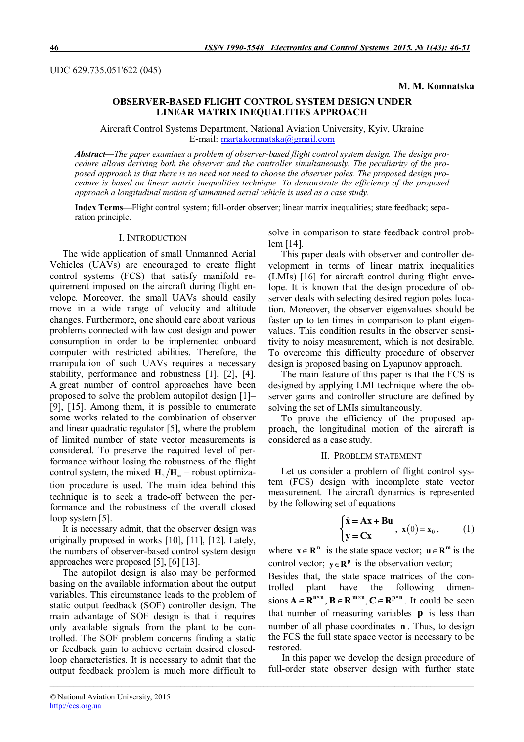UDC 629.735.051'622 (045)

**M. M. Komnatska**

# OBSERVER-BASED FLIGHT CONTROL SYSTEM DESIGN UNDER LINEAR MATRIX INEQUALITIES APPROACH

Aircraft Control Systems Department, National Aviation University, Kyiv, Ukraine
E-mail: martakomnatska@gmail.com

***Abstract—****The paper examines a problem of observer-based flight control system design. The design procedure allows deriving both the observer and the controller simultaneously. The peculiarity of the proposed approach is that there is no need not need to choose the observer poles. The proposed design procedure is based on linear matrix inequalities technique. To demonstrate the efficiency of the proposed approach a longitudinal motion of unmanned aerial vehicle is used as a case study.*

**Index Terms**—Flight control system; full-order observer; linear matrix inequalities; state feedback; separation principle.

## I. INTRODUCTION

The wide application of small Unmanned Aerial Vehicles (UAVs) are encouraged to create flight control systems (FCS) that satisfy manifold requirement imposed on the aircraft during flight envelope. Moreover, the small UAVs should easily move in a wide range of velocity and altitude changes. Furthermore, one should care about various problems connected with law cost design and power consumption in order to be implemented onboard computer with restricted abilities. Therefore, the manipulation of such UAVs requires a necessary stability, performance and robustness [1], [2], [4]. A great number of control approaches have been proposed to solve the problem autopilot design [1]–[9], [15]. Among them, it is possible to enumerate some works related to the combination of observer and linear quadratic regulator [5], where the problem of limited number of state vector measurements is considered. To preserve the required level of performance without losing the robustness of the flight control system, the mixed $\mathbf{H}_2/\mathbf{H}_\infty$ – robust optimization procedure is used. The main idea behind this technique is to seek a trade-off between the performance and the robustness of the overall closed loop system [5].

It is necessary to admit, that the observer design was originally proposed in works [10], [11], [12]. Lately, the numbers of observer-based control system design approaches were proposed [5], [6] [13].

The autopilot design is also may be performed basing on the available information about the output variables. This circumstance leads to the problem of static output feedback (SOF) controller design. The main advantage of SOF design is that it requires only available signals from the plant to be controlled. The SOF problem concerns finding a static or feedback gain to achieve certain desired closed-loop characteristics. It is necessary to admit that the output feedback problem is much more difficult to solve in comparison to state feedback control problem [14].

This paper deals with observer and controller development in terms of linear matrix inequalities (LMIs) [16] for aircraft control during flight envelope. It is known that the design procedure of observer deals with selecting desired region poles location. Moreover, the observer eigenvalues should be faster up to ten times in comparison to plant eigenvalues. This condition results in the observer sensitivity to noisy measurement, which is not desirable. To overcome this difficulty procedure of observer design is proposed basing on Lyapunov approach.

The main feature of this paper is that the FCS is designed by applying LMI technique where the observer gains and controller structure are defined by solving the set of LMIs simultaneously.

To prove the efficiency of the proposed approach, the longitudinal motion of the aircraft is considered as a case study.

## II. PROBLEM STATEMENT

Let us consider a problem of flight control system (FCS) design with incomplete state vector measurement. The aircraft dynamics is represented by the following set of equations

$$\begin{cases} \dot{\mathbf{x}} = \mathbf{A}\mathbf{x} + \mathbf{B}\mathbf{u} \\ \mathbf{y} = \mathbf{C}\mathbf{x} \end{cases}, \quad \mathbf{x}(0) = \mathbf{x}_0, \tag{1}$$

where $\mathbf{x} \in \mathbf{R}^\mathbf{n}$ is the state space vector; $\mathbf{u} \in \mathbf{R}^\mathbf{m}$ is the control vector; $\mathbf{y} \in \mathbf{R}^\mathbf{p}$ is the observation vector;

Besides that, the state space matrices of the controlled plant have the following dimensions $\mathbf{A} \in \mathbf{R}^{\mathbf{n}\times\mathbf{n}}, \mathbf{B} \in \mathbf{R}^{\mathbf{m}\times\mathbf{n}}, \mathbf{C} \in \mathbf{R}^{\mathbf{p}\times\mathbf{n}}$. It could be seen that number of measuring variables $\mathbf{p}$ is less than number of all phase coordinates $\mathbf{n}$. Thus, to design the FCS the full state space vector is necessary to be restored.

In this paper we develop the design procedure of full-order state observer design with further state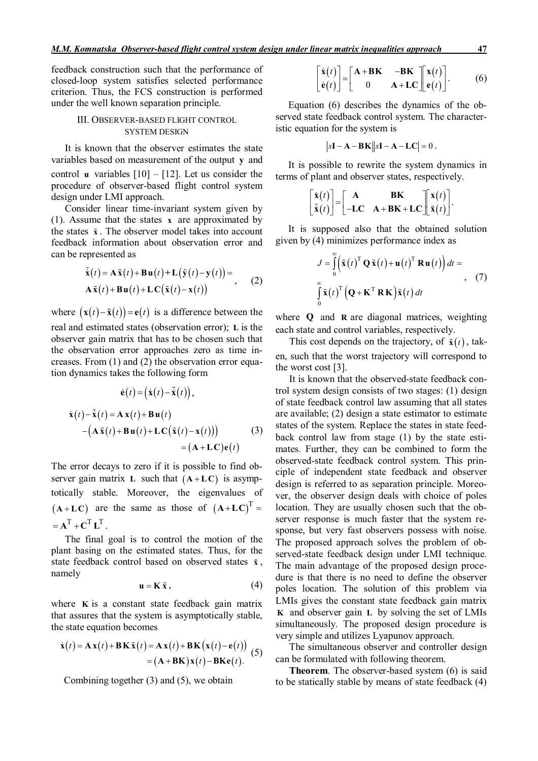feedback construction such that the performance of closed-loop system satisfies selected performance criterion. Thus, the FCS construction is performed under the well known separation principle.

## III. Observer-based flight control system design

It is known that the observer estimates the state variables based on measurement of the output $\mathbf{y}$ and control $\mathbf{u}$ variables [10] – [12]. Let us consider the procedure of observer-based flight control system design under LMI approach.

Consider linear time-invariant system given by (1). Assume that the states $\mathbf{x}$ are approximated by the states $\tilde{\mathbf{x}}$. The observer model takes into account feedback information about observation error and can be represented as

$$\dot{\tilde{\mathbf{x}}}(t) = \mathbf{A}\,\tilde{\mathbf{x}}(t) + \mathbf{B}\,\mathbf{u}(t) + \mathbf{L}\left(\tilde{\mathbf{y}}(t) - \mathbf{y}(t)\right) = \mathbf{A}\,\tilde{\mathbf{x}}(t) + \mathbf{B}\,\mathbf{u}(t) + \mathbf{L}\,\mathbf{C}\left(\tilde{\mathbf{x}}(t) - \mathbf{x}(t)\right), \quad (2)$$

where $\left(\mathbf{x}(t) - \tilde{\mathbf{x}}(t)\right) = \mathbf{e}(t)$ is a difference between the real and estimated states (observation error); $\mathbf{L}$ is the observer gain matrix that has to be chosen such that the observation error approaches zero as time increases. From (1) and (2) the observation error equation dynamics takes the following form

$$\dot{\mathbf{e}}(t) = \left(\dot{\mathbf{x}}(t) - \dot{\tilde{\mathbf{x}}}(t)\right),$$

$$\begin{aligned} \dot{\mathbf{x}}(t) - \dot{\tilde{\mathbf{x}}}(t) &= \mathbf{A}\,\mathbf{x}(t) + \mathbf{B}\,\mathbf{u}(t) \\ &- \left(\mathbf{A}\,\tilde{\mathbf{x}}(t) + \mathbf{B}\,\mathbf{u}(t) + \mathbf{L}\,\mathbf{C}\left(\tilde{\mathbf{x}}(t) - \mathbf{x}(t)\right)\right) \\ &= \left(\mathbf{A} + \mathbf{L}\,\mathbf{C}\right)\mathbf{e}(t) \end{aligned} \quad (3)$$

The error decays to zero if it is possible to find observer gain matrix $\mathbf{L}$ such that $\left(\mathbf{A} + \mathbf{L}\,\mathbf{C}\right)$ is asymptotically stable. Moreover, the eigenvalues of $\left(\mathbf{A} + \mathbf{L}\,\mathbf{C}\right)$ are the same as those of $\left(\mathbf{A} + \mathbf{L}\,\mathbf{C}\right)^{\mathrm{T}} = \mathbf{A}^{\mathrm{T}} + \mathbf{C}^{\mathrm{T}}\,\mathbf{L}^{\mathrm{T}}$.

The final goal is to control the motion of the plant basing on the estimated states. Thus, for the state feedback control based on observed states $\tilde{\mathbf{x}}$, namely

$$\mathbf{u} = \mathbf{K}\,\tilde{\mathbf{x}}, \quad (4)$$

where $\mathbf{K}$ is a constant state feedback gain matrix that assures that the system is asymptotically stable, the state equation becomes

$$\begin{aligned} \dot{\mathbf{x}}(t) = \mathbf{A}\,\mathbf{x}(t) + \mathbf{B}\,\mathbf{K}\,\tilde{\mathbf{x}}(t) &= \mathbf{A}\,\mathbf{x}(t) + \mathbf{B}\mathbf{K}\left(\mathbf{x}(t) - \mathbf{e}(t)\right) \\ &= \left(\mathbf{A} + \mathbf{B}\mathbf{K}\right)\mathbf{x}(t) - \mathbf{B}\mathbf{K}\mathbf{e}(t). \end{aligned} \quad (5)$$

Combining together (3) and (5), we obtain

$$\begin{bmatrix} \dot{\mathbf{x}}(t) \\ \dot{\mathbf{e}}(t) \end{bmatrix} = \begin{bmatrix} \mathbf{A} + \mathbf{B}\mathbf{K} & -\mathbf{B}\mathbf{K} \\ 0 & \mathbf{A} + \mathbf{L}\mathbf{C} \end{bmatrix} \begin{bmatrix} \mathbf{x}(t) \\ \mathbf{e}(t) \end{bmatrix}. \quad (6)$$

Equation (6) describes the dynamics of the observed state feedback control system. The characteristic equation for the system is

$$\left| s\mathbf{I} - \mathbf{A} - \mathbf{B}\mathbf{K} \right| \left| s\mathbf{I} - \mathbf{A} - \mathbf{L}\mathbf{C} \right| = 0.$$

It is possible to rewrite the system dynamics in terms of plant and observer states, respectively.

$$\begin{bmatrix} \dot{\mathbf{x}}(t) \\ \dot{\tilde{\mathbf{x}}}(t) \end{bmatrix} = \begin{bmatrix} \mathbf{A} & \mathbf{B}\mathbf{K} \\ -\mathbf{L}\mathbf{C} & \mathbf{A} + \mathbf{B}\mathbf{K} + \mathbf{L}\mathbf{C} \end{bmatrix} \begin{bmatrix} \mathbf{x}(t) \\ \tilde{\mathbf{x}}(t) \end{bmatrix}.$$

It is supposed also that the obtained solution given by (4) minimizes performance index as

$$J = \int_0^\infty \left( \tilde{\mathbf{x}}(t)^{\mathrm{T}}\,\mathbf{Q}\,\tilde{\mathbf{x}}(t) + \mathbf{u}(t)^{\mathrm{T}}\,\mathbf{R}\,\mathbf{u}(t) \right) dt = \int_0^\infty \tilde{\mathbf{x}}(t)^{\mathrm{T}} \left( \mathbf{Q} + \mathbf{K}^{\mathrm{T}}\,\mathbf{R}\,\mathbf{K} \right) \tilde{\mathbf{x}}(t)\, dt, \quad (7)$$

where $\mathbf{Q}$ and $\mathbf{R}$ are diagonal matrices, weighting each state and control variables, respectively.

This cost depends on the trajectory, of $\tilde{\mathbf{x}}(t)$, taken, such that the worst trajectory will correspond to the worst cost [3].

It is known that the observed-state feedback control system design consists of two stages: (1) design of state feedback control law assuming that all states are available; (2) design a state estimator to estimate states of the system. Replace the states in state feedback control law from stage (1) by the state estimates. Further, they can be combined to form the observed-state feedback control system. This principle of independent state feedback and observer design is referred to as separation principle. Moreover, the observer design deals with choice of poles location. They are usually chosen such that the observer response is much faster that the system response, but very fast observers possess with noise. The proposed approach solves the problem of observed-state feedback design under LMI technique. The main advantage of the proposed design procedure is that there is no need to define the observer poles location. The solution of this problem via LMIs gives the constant state feedback gain matrix $\mathbf{K}$ and observer gain $\mathbf{L}$ by solving the set of LMIs simultaneously. The proposed design procedure is very simple and utilizes Lyapunov approach.

The simultaneous observer and controller design can be formulated with following theorem.

**Theorem**. The observer-based system (6) is said to be statically stable by means of state feedback (4)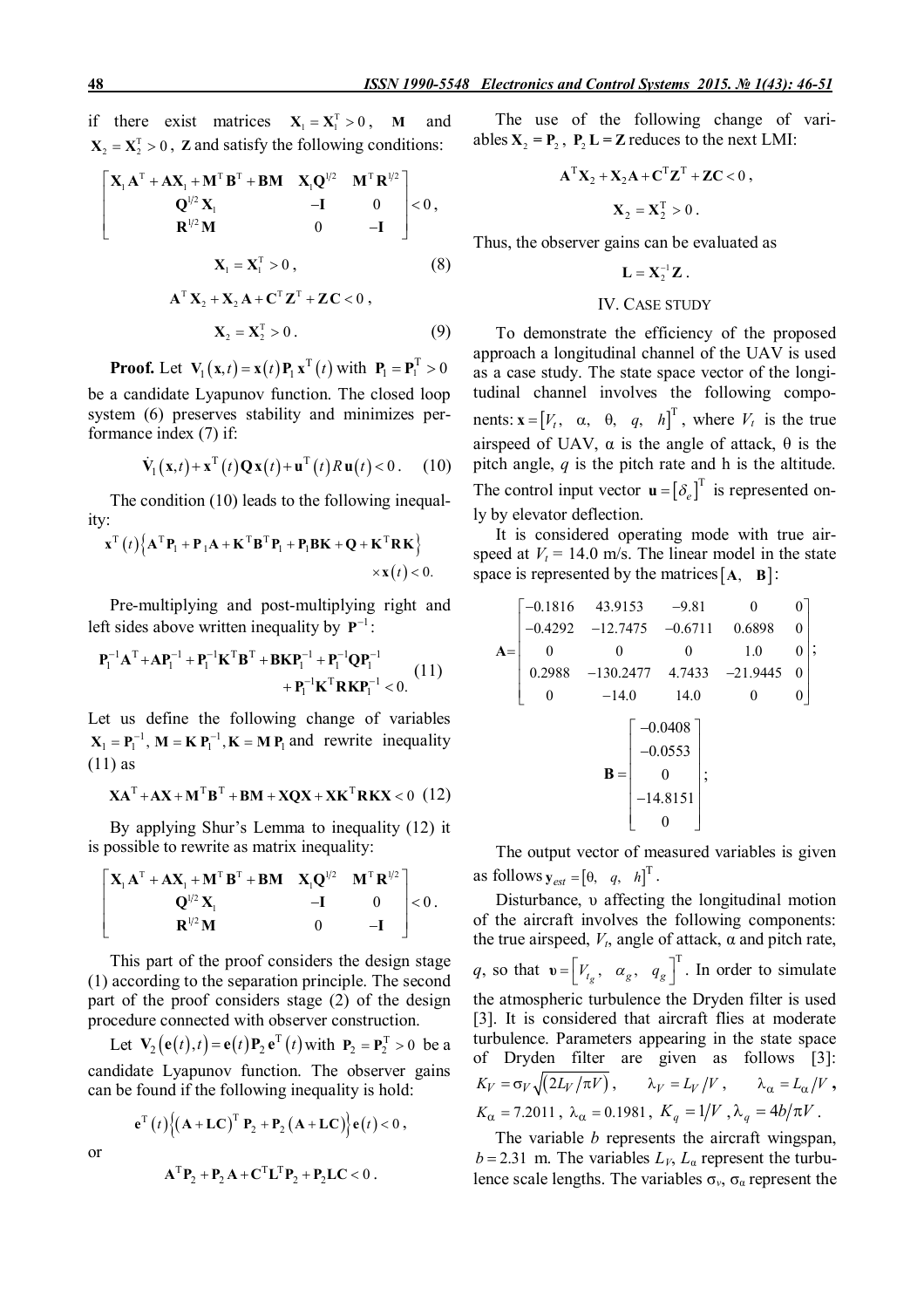if there exist matrices $\mathbf{X}_1 = \mathbf{X}_1^{\mathrm{T}} > 0$, $\mathbf{M}$ and $\mathbf{X}_2 = \mathbf{X}_2^{\mathrm{T}} > 0$, $\mathbf{Z}$ and satisfy the following conditions:

$$\begin{bmatrix} \mathbf{X}_1\mathbf{A}^{\mathrm{T}} + \mathbf{A}\mathbf{X}_1 + \mathbf{M}^{\mathrm{T}}\mathbf{B}^{\mathrm{T}} + \mathbf{B}\mathbf{M} & \mathbf{X}_1\mathbf{Q}^{1/2} & \mathbf{M}^{\mathrm{T}}\mathbf{R}^{1/2} \\ \mathbf{Q}^{1/2}\mathbf{X}_1 & -\mathbf{I} & 0 \\ \mathbf{R}^{1/2}\mathbf{M} & 0 & -\mathbf{I} \end{bmatrix} < 0,$$

$$\mathbf{X}_1 = \mathbf{X}_1^{\mathrm{T}} > 0, \quad (8)$$

$$\mathbf{A}^{\mathrm{T}}\mathbf{X}_2 + \mathbf{X}_2\mathbf{A} + \mathbf{C}^{\mathrm{T}}\mathbf{Z}^{\mathrm{T}} + \mathbf{Z}\mathbf{C} < 0,$$

$$\mathbf{X}_2 = \mathbf{X}_2^{\mathrm{T}} > 0. \quad (9)$$

**Proof.** Let $\mathbf{V}_1(\mathbf{x},t) = \mathbf{x}(t)\mathbf{P}_1\mathbf{x}^{\mathrm{T}}(t)$ with $\mathbf{P}_1 = \mathbf{P}_1^{\mathrm{T}} > 0$ be a candidate Lyapunov function. The closed loop system (6) preserves stability and minimizes performance index (7) if:

$$\dot{\mathbf{V}}_1(\mathbf{x},t) + \mathbf{x}^{\mathrm{T}}(t)\mathbf{Q}\mathbf{x}(t) + \mathbf{u}^{\mathrm{T}}(t)R\,\mathbf{u}(t) < 0. \quad (10)$$

The condition (10) leads to the following inequality:

$$\mathbf{x}^{\mathrm{T}}(t)\left\{\mathbf{A}^{\mathrm{T}}\mathbf{P}_1 + \mathbf{P}_1\mathbf{A} + \mathbf{K}^{\mathrm{T}}\mathbf{B}^{\mathrm{T}}\mathbf{P}_1 + \mathbf{P}_1\mathbf{B}\mathbf{K} + \mathbf{Q} + \mathbf{K}^{\mathrm{T}}\mathbf{R}\mathbf{K}\right\} \times \mathbf{x}(t) < 0.$$

Pre-multiplying and post-multiplying right and left sides above written inequality by $\mathbf{P}^{-1}$:

$$\mathbf{P}_1^{-1}\mathbf{A}^{\mathrm{T}} + \mathbf{A}\mathbf{P}_1^{-1} + \mathbf{P}_1^{-1}\mathbf{K}^{\mathrm{T}}\mathbf{B}^{\mathrm{T}} + \mathbf{B}\mathbf{K}\mathbf{P}_1^{-1} + \mathbf{P}_1^{-1}\mathbf{Q}\mathbf{P}_1^{-1} + \mathbf{P}_1^{-1}\mathbf{K}^{\mathrm{T}}\mathbf{R}\mathbf{K}\mathbf{P}_1^{-1} < 0. \quad (11)$$

Let us define the following change of variables $\mathbf{X}_1 = \mathbf{P}_1^{-1}$, $\mathbf{M} = \mathbf{K}\,\mathbf{P}_1^{-1}$, $\mathbf{K} = \mathbf{M}\,\mathbf{P}_1$ and rewrite inequality (11) as

$$\mathbf{X}\mathbf{A}^{\mathrm{T}} + \mathbf{A}\mathbf{X} + \mathbf{M}^{\mathrm{T}}\mathbf{B}^{\mathrm{T}} + \mathbf{B}\mathbf{M} + \mathbf{X}\mathbf{Q}\mathbf{X} + \mathbf{X}\mathbf{K}^{\mathrm{T}}\mathbf{R}\mathbf{K}\mathbf{X} < 0 \quad (12)$$

By applying Shur's Lemma to inequality (12) it is possible to rewrite as matrix inequality:

$$\begin{bmatrix} \mathbf{X}_1\mathbf{A}^{\mathrm{T}} + \mathbf{A}\mathbf{X}_1 + \mathbf{M}^{\mathrm{T}}\mathbf{B}^{\mathrm{T}} + \mathbf{B}\mathbf{M} & \mathbf{X}_1\mathbf{Q}^{1/2} & \mathbf{M}^{\mathrm{T}}\mathbf{R}^{1/2} \\ \mathbf{Q}^{1/2}\mathbf{X}_1 & -\mathbf{I} & 0 \\ \mathbf{R}^{1/2}\mathbf{M} & 0 & -\mathbf{I} \end{bmatrix} < 0.$$

This part of the proof considers the design stage (1) according to the separation principle. The second part of the proof considers stage (2) of the design procedure connected with observer construction.

Let $\mathbf{V}_2(\mathbf{e}(t),t) = \mathbf{e}(t)\mathbf{P}_2\mathbf{e}^{\mathrm{T}}(t)$ with $\mathbf{P}_2 = \mathbf{P}_2^{\mathrm{T}} > 0$ be a candidate Lyapunov function. The observer gains can be found if the following inequality is hold:

$$\mathbf{e}^{\mathrm{T}}(t)\left\{(\mathbf{A} + \mathbf{L}\mathbf{C})^{\mathrm{T}}\mathbf{P}_2 + \mathbf{P}_2(\mathbf{A} + \mathbf{L}\mathbf{C})\right\}\mathbf{e}(t) < 0,$$

or

$$\mathbf{A}^{\mathrm{T}}\mathbf{P}_2 + \mathbf{P}_2\mathbf{A} + \mathbf{C}^{\mathrm{T}}\mathbf{L}^{\mathrm{T}}\mathbf{P}_2 + \mathbf{P}_2\mathbf{L}\mathbf{C} < 0.$$

The use of the following change of variables $\mathbf{X}_2 = \mathbf{P}_2$, $\mathbf{P}_2\mathbf{L} = \mathbf{Z}$ reduces to the next LMI:

$$\mathbf{A}^{\mathrm{T}}\mathbf{X}_2 + \mathbf{X}_2\mathbf{A} + \mathbf{C}^{\mathrm{T}}\mathbf{Z}^{\mathrm{T}} + \mathbf{Z}\mathbf{C} < 0,$$

$$\mathbf{X}_2 = \mathbf{X}_2^{\mathrm{T}} > 0.$$

Thus, the observer gains can be evaluated as

$$\mathbf{L} = \mathbf{X}_2^{-1}\mathbf{Z}.$$

## IV. CASE STUDY

To demonstrate the efficiency of the proposed approach a longitudinal channel of the UAV is used as a case study. The state space vector of the longitudinal channel involves the following components: $\mathbf{x} = [V_t,\ \alpha,\ \theta,\ q,\ h]^{\mathrm{T}}$, where $V_t$ is the true airspeed of UAV, $\alpha$ is the angle of attack, $\theta$ is the pitch angle, $q$ is the pitch rate and h is the altitude. The control input vector $\mathbf{u} = [\delta_e]^{\mathrm{T}}$ is represented only by elevator deflection.

It is considered operating mode with true airspeed at $V_t$ = 14.0 m/s. The linear model in the state space is represented by the matrices $[\mathbf{A},\ \mathbf{B}]$:

$$\mathbf{A} = \begin{bmatrix} -0.1816 & 43.9153 & -9.81 & 0 & 0 \\ -0.4292 & -12.7475 & -0.6711 & 0.6898 & 0 \\ 0 & 0 & 0 & 1.0 & 0 \\ 0.2988 & -130.2477 & 4.7433 & -21.9445 & 0 \\ 0 & -14.0 & 14.0 & 0 & 0 \end{bmatrix};$$

$$\mathbf{B} = \begin{bmatrix} -0.0408 \\ -0.0553 \\ 0 \\ -14.8151 \\ 0 \end{bmatrix};$$

The output vector of measured variables is given as follows $\mathbf{y}_{est} = [\theta,\ q,\ h]^{\mathrm{T}}$.

Disturbance, $\upsilon$ affecting the longitudinal motion of the aircraft involves the following components: the true airspeed, $V_t$, angle of attack, $\alpha$ and pitch rate, $q$, so that $\boldsymbol{\upsilon} = \left[V_{t_g},\ \alpha_g,\ q_g\right]^{\mathrm{T}}$. In order to simulate the atmospheric turbulence the Dryden filter is used [3]. It is considered that aircraft flies at moderate turbulence. Parameters appearing in the state space of Dryden filter are given as follows [3]: $K_V = \sigma_V\sqrt{(2L_V/\pi V)}$, $\lambda_V = L_V/V$, $\lambda_\alpha = L_\alpha/V$, $K_\alpha = 7.2011$, $\lambda_\alpha = 0.1981$, $K_q = 1/V$, $\lambda_q = 4b/\pi V$.

The variable $b$ represents the aircraft wingspan, $b = 2.31$ m. The variables $L_V$, $L_\alpha$ represent the turbulence scale lengths. The variables $\sigma_v$, $\sigma_\alpha$ represent the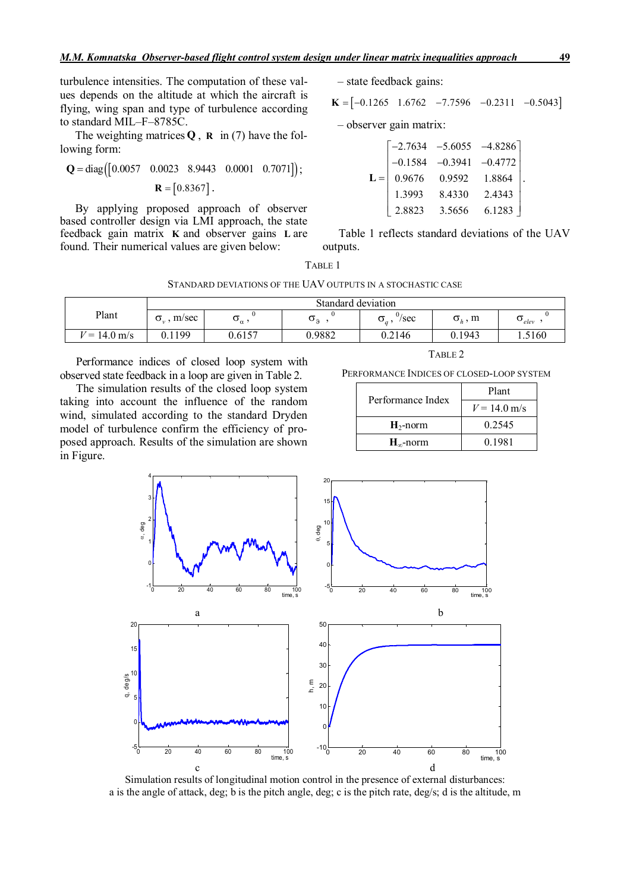turbulence intensities. The computation of these values depends on the altitude at which the aircraft is flying, wing span and type of turbulence according to standard MIL–F–8785C.

The weighting matrices $\mathbf{Q}$, $\mathbf{R}$ in (7) have the following form:

$$\mathbf{Q} = \mathrm{diag}\left(\begin{bmatrix} 0.0057 & 0.0023 & 8.9443 & 0.0001 & 0.7071 \end{bmatrix}\right);$$

$$\mathbf{R} = \begin{bmatrix} 0.8367 \end{bmatrix}.$$

By applying proposed approach of observer based controller design via LMI approach, the state feedback gain matrix $\mathbf{K}$ and observer gains $\mathbf{L}$ are found. Their numerical values are given below:

– state feedback gains:

$$\mathbf{K} = \begin{bmatrix} -0.1265 & 1.6762 & -7.7596 & -0.2311 & -0.5043 \end{bmatrix}$$

– observer gain matrix:

$$\mathbf{L} = \begin{bmatrix} -2.7634 & -5.6055 & -4.8286 \\ -0.1584 & -0.3941 & -0.4772 \\ 0.9676 & 0.9592 & 1.8864 \\ 1.3993 & 8.4330 & 2.4343 \\ 2.8823 & 3.5656 & 6.1283 \end{bmatrix}.$$

Table 1 reflects standard deviations of the UAV outputs.

TABLE 1

STANDARD DEVIATIONS OF THE UAV OUTPUTS IN A STOCHASTIC CASE

| Plant | Standard deviation | | | | | |
|---|---|---|---|---|---|---|
| | $\sigma_v$, m/sec | $\sigma_\alpha$, $^0$ | $\sigma_\vartheta$, $^0$ | $\sigma_q$, $^0$/sec | $\sigma_h$, m | $\sigma_{elev}$, $^0$ |
| $V = 14.0$ m/s | 0.1199 | 0.6157 | 0.9882 | 0.2146 | 0.1943 | 1.5160 |

Performance indices of closed loop system with observed state feedback in a loop are given in Table 2.

The simulation results of the closed loop system taking into account the influence of the random wind, simulated according to the standard Dryden model of turbulence confirm the efficiency of proposed approach. Results of the simulation are shown in Figure.

TABLE 2

PERFORMANCE INDICES OF CLOSED-LOOP SYSTEM

| Performance Index | Plant |
|---|---|
| | $V = 14.0$ m/s |
| $\mathbf{H}_2$-norm | 0.2545 |
| $\mathbf{H}_\infty$-norm | 0.1981 |

Simulation results of longitudinal motion control in the presence of external disturbances: a is the angle of attack, deg; b is the pitch angle, deg; c is the pitch rate, deg/s; d is the altitude, m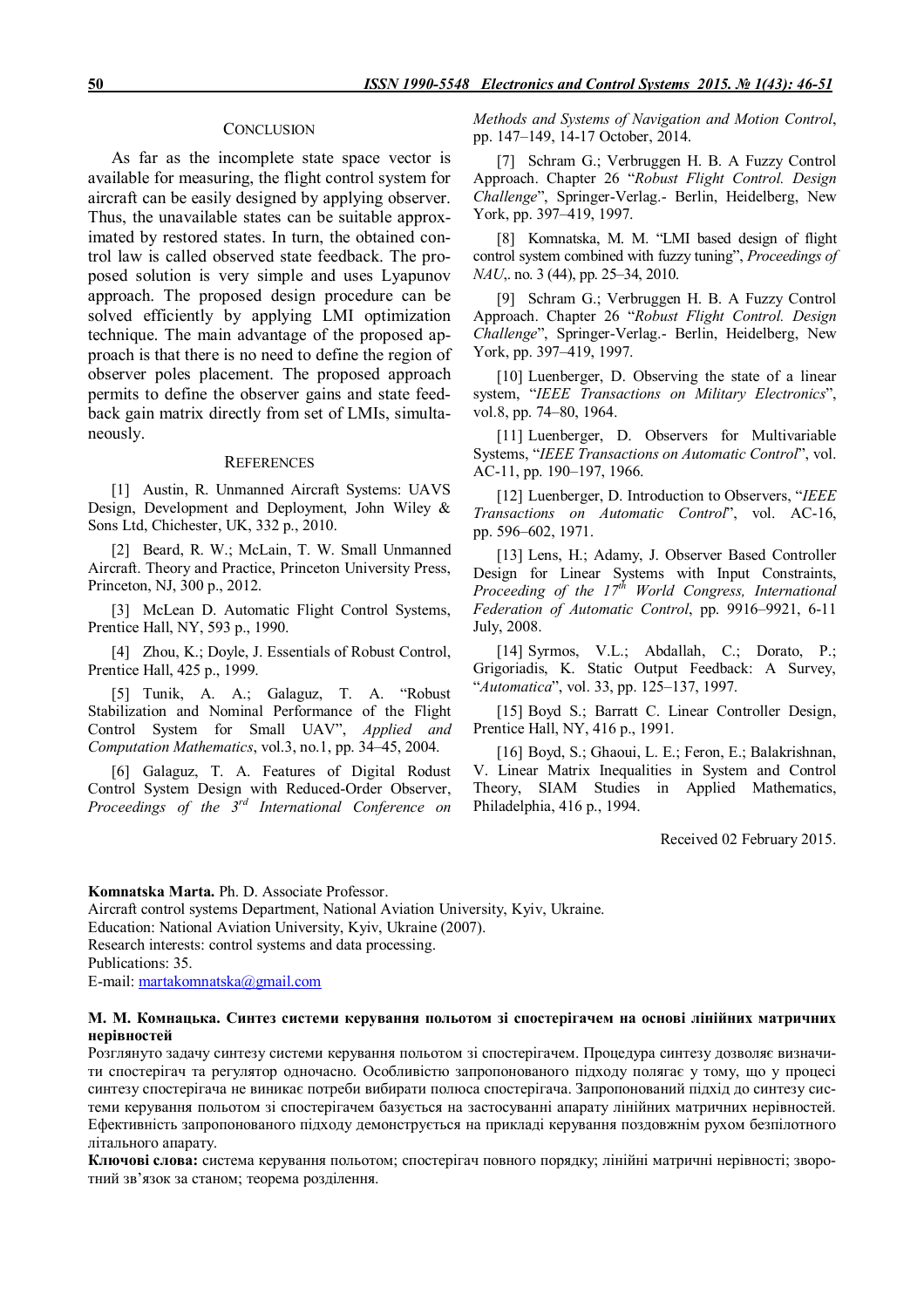## CONCLUSION

As far as the incomplete state space vector is available for measuring, the flight control system for aircraft can be easily designed by applying observer. Thus, the unavailable states can be suitable approximated by restored states. In turn, the obtained control law is called observed state feedback. The proposed solution is very simple and uses Lyapunov approach. The proposed design procedure can be solved efficiently by applying LMI optimization technique. The main advantage of the proposed approach is that there is no need to define the region of observer poles placement. The proposed approach permits to define the observer gains and state feedback gain matrix directly from set of LMIs, simultaneously.

## REFERENCES

[1] Austin, R. Unmanned Aircraft Systems: UAVS Design, Development and Deployment, John Wiley & Sons Ltd, Chichester, UK, 332 p., 2010.

[2] Beard, R. W.; McLain, T. W. Small Unmanned Aircraft. Theory and Practice, Princeton University Press, Princeton, NJ, 300 p., 2012.

[3] McLean D. Automatic Flight Control Systems, Prentice Hall, NY, 593 p., 1990.

[4] Zhou, K.; Doyle, J. Essentials of Robust Control, Prentice Hall, 425 p., 1999.

[5] Tunik, A. A.; Galaguz, T. A. "Robust Stabilization and Nominal Performance of the Flight Control System for Small UAV", *Applied and Computation Mathematics*, vol.3, no.1, pp. 34–45, 2004.

[6] Galaguz, T. A. Features of Digital Rodust Control System Design with Reduced-Order Observer, *Proceedings of the 3rd International Conference on Methods and Systems of Navigation and Motion Control*, pp. 147–149, 14-17 October, 2014.

[7] Schram G.; Verbruggen H. B. A Fuzzy Control Approach. Chapter 26 "*Robust Flight Control. Design Challenge*", Springer-Verlag.- Berlin, Heidelberg, New York, pp. 397–419, 1997.

[8] Komnatska, M. M. "LMI based design of flight control system combined with fuzzy tuning", *Proceedings of NAU*,. no. 3 (44), pp. 25–34, 2010.

[9] Schram G.; Verbruggen H. B. A Fuzzy Control Approach. Chapter 26 "*Robust Flight Control. Design Challenge*", Springer-Verlag.- Berlin, Heidelberg, New York, pp. 397–419, 1997.

[10] Luenberger, D. Observing the state of a linear system, "*IEEE Transactions on Military Electronics*", vol.8, pp. 74–80, 1964.

[11] Luenberger, D. Observers for Multivariable Systems, "*IEEE Transactions on Automatic Control*", vol. AC-11, pp. 190–197, 1966.

[12] Luenberger, D. Introduction to Observers, "*IEEE Transactions on Automatic Control*", vol. AC-16, pp. 596–602, 1971.

[13] Lens, H.; Adamy, J. Observer Based Controller Design for Linear Systems with Input Constraints, *Proceeding of the 17th World Congress, International Federation of Automatic Control*, pp. 9916–9921, 6-11 July, 2008.

[14] Syrmos, V.L.; Abdallah, C.; Dorato, P.; Grigoriadis, K. Static Output Feedback: A Survey, "*Automatica*", vol. 33, pp. 125–137, 1997.

[15] Boyd S.; Barratt C. Linear Controller Design, Prentice Hall, NY, 416 p., 1991.

[16] Boyd, S.; Ghaoui, L. E.; Feron, E.; Balakrishnan, V. Linear Matrix Inequalities in System and Control Theory, SIAM Studies in Applied Mathematics, Philadelphia, 416 p., 1994.

Received 02 February 2015.

**Komnatska Marta.** Ph. D. Associate Professor.
Aircraft control systems Department, National Aviation University, Kyiv, Ukraine.
Education: National Aviation University, Kyiv, Ukraine (2007).
Research interests: control systems and data processing.
Publications: 35.
E-mail: martakomnatska@gmail.com

**М. М. Комнацька. Синтез системи керування польотом зі спостерігачем на основі лінійних матричних нерівностей**

Розглянуто задачу синтезу системи керування польотом зі спостерігачем. Процедура синтезу дозволяє визначити спостерігач та регулятор одночасно. Особливістю запропонованого підходу полягає у тому, що у процесі синтезу спостерігача не виникає потреби вибирати полюса спостерігача. Запропонований підхід до синтезу системи керування польотом зі спостерігачем базується на застосуванні апарату лінійних матричних нерівностей. Ефективність запропонованого підходу демонструється на прикладі керування поздовжнім рухом безпілотного літального апарату.

**Ключові слова:** система керування польотом; спостерігач повного порядку; лінійні матричні нерівності; зворотний зв'язок за станом; теорема розділення.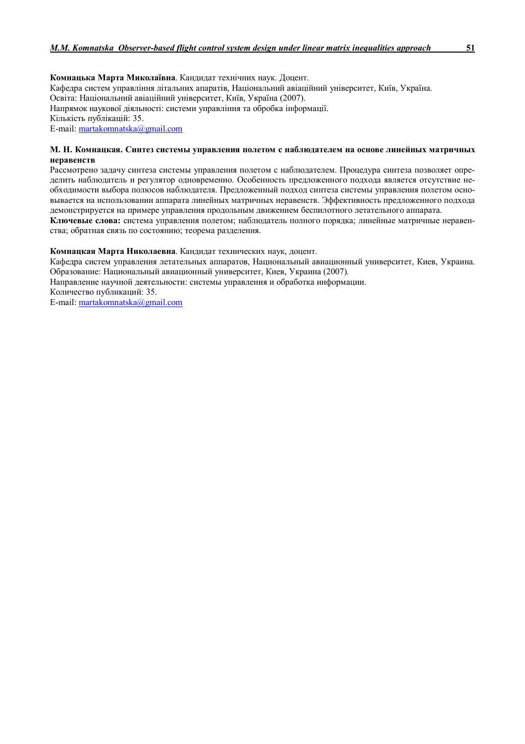**Комнацька Марта Миколаївна**. Кандидат технічних наук. Доцент.

Кафедра систем управління літальних апаратів, Національний авіаційний університет, Київ, Україна.

Освіта: Національний авіаційний університет, Київ, Україна (2007).

Напрямок наукової діяльності: системи управління та обробка інформації.

Кількість публікацій: 35.

E-mail: martakomnatska@gmail.com

**М. Н. Комнацкая. Синтез системы управления полетом с наблюдателем на основе линейных матричных неравенств**

Рассмотрено задачу синтеза системы управления полетом с наблюдателем. Процедура синтеза позволяет определить наблюдатель и регулятор одновременно. Особенность предложенного подхода является отсутствие необходимости выбора полюсов наблюдателя. Предложенный подход синтеза системы управления полетом основывается на использовании аппарата линейных матричных неравенств. Эффективность предложенного подхода демонстрируется на примере управления продольным движением беспилотного летательного аппарата.

**Ключевые слова:** система управления полетом; наблюдатель полного порядка; линейные матричные неравенства; обратная связь по состоянию; теорема разделения.

**Комнацкая Марта Николаевна**. Кандидат технических наук, доцент.

Кафедра систем управления летательных аппаратов, Национальный авиационный университет, Киев, Украина.

Образование: Национальный авиационный университет, Киев, Украина (2007).

Направление научной деятельности: системы управления и обработки информации.

Количество публикаций: 35.

E-mail: martakomnatska@gmail.com